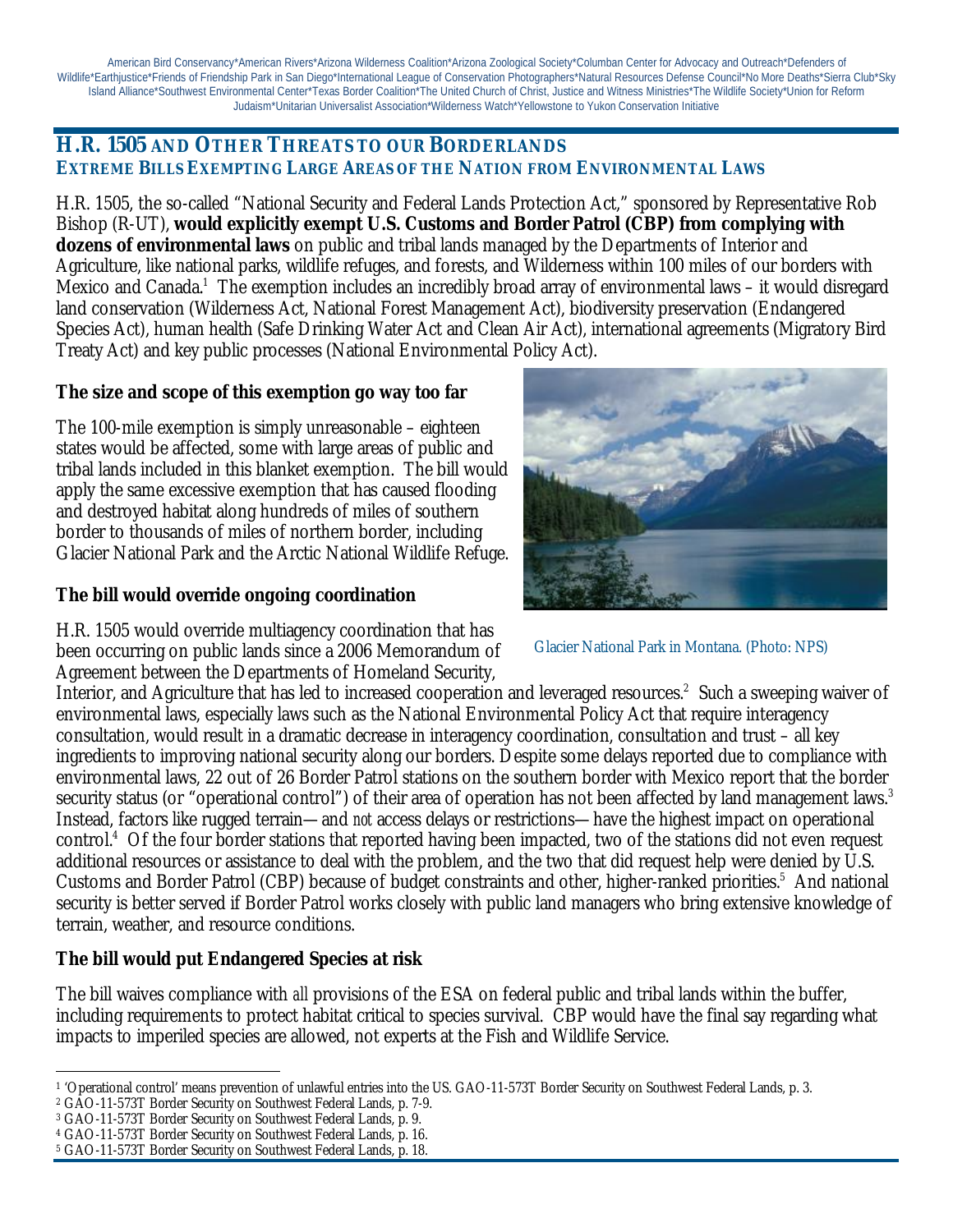American Bird Conservancy*American Rivers*Arizona Wilderness Coalition*Arizona Zoological Society*Columban Center for Advocacy and Outreach*Defenders of Wildlife*Earthjustice*Friends of Friendship Park in San Diego*International League of Conservation Photographers*Natural Resources Defense Council*No More Deaths*Sierra Club*Sky Island Alliance*Southwest Environmental Center*Texas Border Coalition*The United Church of Christ, Justice and Witness Ministries*The Wildlife Society*Union for Reform Judaism*Unitarian Universalist Association*Wilderness Watch*Yellowstone to Yukon Conservation Initiative

# H.R. 1505 AND OTHER THREATS TO OUR BORDERLANDS

## EXTREME BILLS EXEMPTING LARGE AREAS OF THE NATION FROM ENVIRONMENTAL LAWS

H.R. 1505, the so-called "National Security and Federal Lands Protection Act," sponsored by Representative Rob Bishop (R-UT), **would explicitly exempt U.S. Customs and Border Patrol (CBP) from complying with dozens of environmental laws** on public and tribal lands managed by the Departments of Interior and Agriculture, like national parks, wildlife refuges, and forests, and Wilderness within 100 miles of our borders with Mexico and Canada.[1] The exemption includes an incredibly broad array of environmental laws – it would disregard land conservation (Wilderness Act, National Forest Management Act), biodiversity preservation (Endangered Species Act), human health (Safe Drinking Water Act and Clean Air Act), international agreements (Migratory Bird Treaty Act) and key public processes (National Environmental Policy Act).

### The size and scope of this exemption go way too far

The 100-mile exemption is simply unreasonable – eighteen states would be affected, some with large areas of public and tribal lands included in this blanket exemption. The bill would apply the same excessive exemption that has caused flooding and destroyed habitat along hundreds of miles of southern border to thousands of miles of northern border, including Glacier National Park and the Arctic National Wildlife Refuge.

Glacier National Park in Montana. (Photo: NPS)

### The bill would override ongoing coordination

H.R. 1505 would override multiagency coordination that has been occurring on public lands since a 2006 Memorandum of Agreement between the Departments of Homeland Security, Interior, and Agriculture that has led to increased cooperation and leveraged resources.[2] Such a sweeping waiver of environmental laws, especially laws such as the National Environmental Policy Act that require interagency consultation, would result in a dramatic decrease in interagency coordination, consultation and trust – all key ingredients to improving national security along our borders. Despite some delays reported due to compliance with environmental laws, 22 out of 26 Border Patrol stations on the southern border with Mexico report that the border security status (or "operational control") of their area of operation has not been affected by land management laws.[3] Instead, factors like rugged terrain—and *not* access delays or restrictions—have the highest impact on operational control.[4] Of the four border stations that reported having been impacted, two of the stations did not even request additional resources or assistance to deal with the problem, and the two that did request help were denied by U.S. Customs and Border Patrol (CBP) because of budget constraints and other, higher-ranked priorities.[5] And national security is better served if Border Patrol works closely with public land managers who bring extensive knowledge of terrain, weather, and resource conditions.

### The bill would put Endangered Species at risk

The bill waives compliance with *all* provisions of the ESA on federal public and tribal lands within the buffer, including requirements to protect habitat critical to species survival. CBP would have the final say regarding what impacts to imperiled species are allowed, not experts at the Fish and Wildlife Service.

---

[1] 'Operational control' means prevention of unlawful entries into the US. GAO-11-573T Border Security on Southwest Federal Lands, p. 3.

[2] GAO-11-573T Border Security on Southwest Federal Lands, p. 7-9.

[3] GAO-11-573T Border Security on Southwest Federal Lands, p. 9.

[4] GAO-11-573T Border Security on Southwest Federal Lands, p. 16.

[5] GAO-11-573T Border Security on Southwest Federal Lands, p. 18.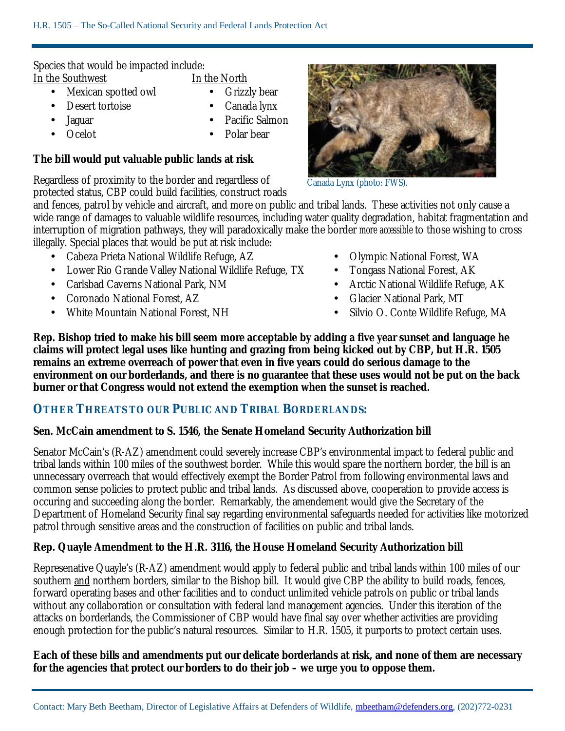Species that would be impacted include:

In the Southwest

- Mexican spotted owl
- Desert tortoise
- Jaguar
- Ocelot

In the North

- Grizzly bear
- Canada lynx
- Pacific Salmon
- Polar bear

Canada Lynx (photo: FWS).

**The bill would put valuable public lands at risk**

Regardless of proximity to the border and regardless of protected status, CBP could build facilities, construct roads and fences, patrol by vehicle and aircraft, and more on public and tribal lands. These activities not only cause a wide range of damages to valuable wildlife resources, including water quality degradation, habitat fragmentation and interruption of migration pathways, they will paradoxically make the border *more accessible* to those wishing to cross illegally. Special places that would be put at risk include:

- Cabeza Prieta National Wildlife Refuge, AZ
- Lower Rio Grande Valley National Wildlife Refuge, TX
- Carlsbad Caverns National Park, NM
- Coronado National Forest, AZ
- White Mountain National Forest, NH
- Olympic National Forest, WA
- Tongass National Forest, AK
- Arctic National Wildlife Refuge, AK
- Glacier National Park, MT
- Silvio O. Conte Wildlife Refuge, MA

**Rep. Bishop tried to make his bill seem more acceptable by adding a five year sunset and language he claims will protect legal uses like hunting and grazing from being kicked out by CBP, but H.R. 1505 remains an extreme overreach of power that even in five years could do serious damage to the environment on our borderlands, and there is no guarantee that these uses would not be put on the back burner or that Congress would not extend the exemption when the sunset is reached.**

## OTHER THREATS TO OUR PUBLIC AND TRIBAL BORDERLANDS:

**Sen. McCain amendment to S. 1546, the Senate Homeland Security Authorization bill**

Senator McCain's (R-AZ) amendment could severely increase CBP's environmental impact to federal public and tribal lands within 100 miles of the southwest border. While this would spare the northern border, the bill is an unnecessary overreach that would effectively exempt the Border Patrol from following environmental laws and common sense policies to protect public and tribal lands. As discussed above, cooperation to provide access is occuring and succeeding along the border. Remarkably, the amendement would give the Secretary of the Department of Homeland Security final say regarding environmental safeguards needed for activities like motorized patrol through sensitive areas and the construction of facilities on public and tribal lands.

**Rep. Quayle Amendment to the H.R. 3116, the House Homeland Security Authorization bill**

Represenative Quayle's (R-AZ) amendment would apply to federal public and tribal lands within 100 miles of our southern and northern borders, similar to the Bishop bill. It would give CBP the ability to build roads, fences, forward operating bases and other facilities and to conduct unlimited vehicle patrols on public or tribal lands without any collaboration or consultation with federal land management agencies. Under this iteration of the attacks on borderlands, the Commissioner of CBP would have final say over whether activities are providing enough protection for the public's natural resources. Similar to H.R. 1505, it purports to protect certain uses.

**Each of these bills and amendments put our delicate borderlands at risk, and none of them are necessary for the agencies that protect our borders to do their job – we urge you to oppose them.**

Contact: Mary Beth Beetham, Director of Legislative Affairs at Defenders of Wildlife, mbeetham@defenders.org, (202)772-0231